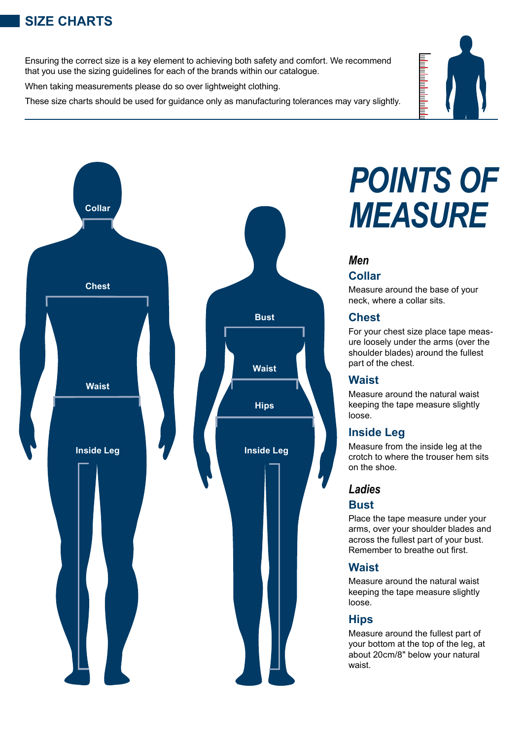## SIZE CHARTS

Ensuring the correct size is a key element to achieving both safety and comfort. We recommend that you use the sizing guidelines for each of the brands within our catalogue.

When taking measurements please do so over lightweight clothing.

These size charts should be used for guidance only as manufacturing tolerances may vary slightly.

Collar

Chest

Waist

Inside Leg

Bust

Waist

Hips

Inside Leg

# *POINTS OF MEASURE*

### *Men*

#### Collar

Measure around the base of your neck, where a collar sits.

#### Chest

For your chest size place tape measure loosely under the arms (over the shoulder blades) around the fullest part of the chest.

#### Waist

Measure around the natural waist keeping the tape measure slightly loose.

#### Inside Leg

Measure from the inside leg at the crotch to where the trouser hem sits on the shoe.

### *Ladies*

#### Bust

Place the tape measure under your arms, over your shoulder blades and across the fullest part of your bust. Remember to breathe out first.

#### Waist

Measure around the natural waist keeping the tape measure slightly loose.

#### Hips

Measure around the fullest part of your bottom at the top of the leg, at about 20cm/8" below your natural waist.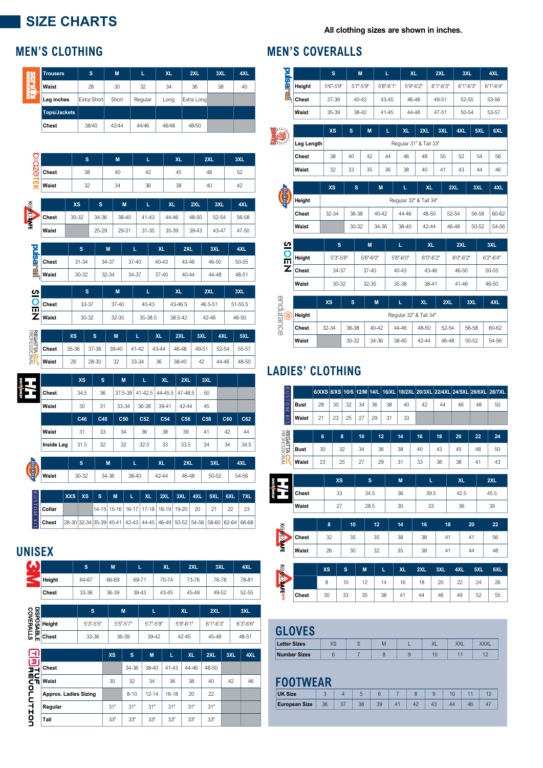# SIZE CHARTS

All clothing sizes are shown in inches.

## MEN'S CLOTHING

**Scruffs**

| Trousers | S | M | L | XL | 2XL | 3XL | 4XL |
|---|---|---|---|---|---|---|---|
| Waist | 28 | 30 | 32 | 34 | 36 | 38 | 40 |
| Leg inches | Extra Short | Short | Regular | Long | Extra Long | | |
| Tops/Jackets | | | | | | | |
| Chest | 38/40 | 42/44 | 44/46 | 46/48 | 48/50 | | |

**blazeTEK**

| | S | M | L | XL | 2XL | 3XL |
|---|---|---|---|---|---|---|
| Chest | 38 | 40 | 42 | 45 | 48 | 52 |
| Waist | 32 | 34 | 36 | 38 | 40 | 42 |

**Keep Safe**

| | XS | S | M | L | XL | 2XL | 3XL | 4XL |
|---|---|---|---|---|---|---|---|---|
| Chest | 30-32 | 34-36 | 38-40 | 41-43 | 44-46 | 48-50 | 52-54 | 56-58 |
| Waist | | 25-29 | 29-31 | 31-35 | 35-39 | 39-43 | 43-47 | 47-50 |

**pulsarail**

| | S | M | L | XL | 2XL | 3XL | 4XL |
|---|---|---|---|---|---|---|---|
| Chest | 31-34 | 34-37 | 37-40 | 40-43 | 43-46 | 46-50 | 50-55 |
| Waist | 30-32 | 32-34 | 34-37 | 37-40 | 40-44 | 44-48 | 48-51 |

**SIOEN**

| | S | M | L | XL | 2XL | 3XL |
|---|---|---|---|---|---|---|
| Chest | 33-37 | 37-40 | 40-43 | 43-46.5 | 46.5-51 | 51-55.5 |
| Waist | 30-32 | 32-35 | 35-38.5 | 38.5-42 | 42-46 | 46-50 |

**REGATTA PROFESSIONAL**

| | XS | S | M | L | XL | 2XL | 3XL | 4XL | 5XL |
|---|---|---|---|---|---|---|---|---|---|
| Chest | 35-36 | 37-38 | 39-40 | 41-42 | 43-44 | 46-48 | 49-51 | 52-54 | 55-57 |
| Waist | 26 | 28-30 | 32 | 33-34 | 36 | 38-40 | 42 | 44-46 | 48-50 |

**H/H workwear**

| | XS | S | M | L | XL | 2XL | 3XL | | |
|---|---|---|---|---|---|---|---|---|---|
| Chest | 34.5 | 36 | 37.5-39 | 41-42.5 | 44-45.5 | 47-48.5 | 50 | | |
| Waist | 30 | 31 | 33-34 | 36-38 | 39-41 | 42-44 | 45 | | |
| | C46 | C48 | C50 | C52 | C54 | C56 | C58 | C60 | C62 |
| Waist | 31 | 33 | 34 | 36 | 38 | 39 | 41 | 42 | 44 |
| Inside Leg | 31.5 | 32 | 32 | 32.5 | 33 | 33.5 | 34 | 34 | 34.5 |

**Dickies**

| | S | M | L | XL | 2XL | 3XL | 4XL |
|---|---|---|---|---|---|---|---|
| Waist | 30-32 | 34-36 | 38-40 | 42-44 | 46-48 | 50-52 | 54-56 |

**KUSTOM KIT**

| | XXS | XS | S | M | L | XL | 2XL | 3XL | 4XL | 5XL | 6XL | 7XL |
|---|---|---|---|---|---|---|---|---|---|---|---|---|
| Collar | | | 14-15 | 15-16 | 16-17 | 17-18 | 18-19 | 19-20 | 20 | 21 | 22 | 23 |
| Chest | 28-30 | 32-34 | 35-39 | 40-41 | 42-43 | 44-45 | 46-49 | 50-52 | 54-56 | 58-60 | 62-64 | 66-68 |

## UNISEX

**3M**

| | S | M | L | XL | 2XL | 3XL | 4XL |
|---|---|---|---|---|---|---|---|
| Height | 64-67 | 66-69 | 69-71 | 70-74 | 73-76 | 76-78 | 78-81 |
| Chest | 33-36 | 36-39 | 39-43 | 43-45 | 45-49 | 49-52 | 52-55 |

**DISPOSABLE COVERALLS**

| | S | M | L | XL | 2XL | 3XL |
|---|---|---|---|---|---|---|
| Height | 5'3"-5'5" | 5'5"-5'7" | 5'7"-5'9" | 5'9"-6'1" | 6'1"-6'3" | 6'3"-6'6" |
| Chest | 33-36 | 36-39 | 39-42 | 42-45 | 45-48 | 48-51 |

**TRUE REVOLUTION**

| | XS | S | M | L | XL | 2XL | 3XL | 4XL |
|---|---|---|---|---|---|---|---|---|
| Chest | | 34-36 | 38-40 | 41-43 | 44-46 | 48-50 | | |
| Waist | 30 | 32 | 34 | 36 | 38 | 40 | 42 | 46 |
| Approx. Ladies Sizing | | 8-10 | 12-14 | 16-18 | 20 | 22 | | |
| Regular | 31" | 31" | 31" | 31" | 31" | 31" | | |
| Tall | 33" | 33" | 33" | 33" | 33" | 33" | | |

## MEN'S COVERALLS

**pulsarail**

| | S | M | L | XL | 2XL | 3XL | 4XL |
|---|---|---|---|---|---|---|---|
| Height | 5'6"-5'9" | 5'7"-5'9" | 5'8"-6'1" | 5'9"-6'2" | 6'1"-6'3" | 6'1"-6'3" | 6'1"-6'4" |
| Chest | 37-39 | 40-42 | 43-45 | 46-48 | 49-51 | 52-55 | 53-56 |
| Waist | 35-39 | 38-42 | 41-45 | 44-48 | 47-51 | 50-54 | 53-57 |

| | XS | S | M | L | XL | 2XL | 3XL | 4XL | 5XL | 6XL |
|---|---|---|---|---|---|---|---|---|---|---|
| Leg Length | Regular 31" & Tall 33" | | | | | | | | | |
| Chest | 38 | 40 | 42 | 44 | 46 | 48 | 50 | 52 | 54 | 56 |
| Waist | 32 | 33 | 35 | 36 | 38 | 40 | 41 | 43 | 44 | 46 |

**Dickies**

| | XS | S | M | L | XL | 2XL | 3XL | 4XL |
|---|---|---|---|---|---|---|---|---|
| Height | Regular 32" & Tall 34" | | | | | | | |
| Chest | 32-34 | 36-38 | 40-42 | 44-46 | 48-50 | 52-54 | 56-58 | 60-62 |
| Waist | | 30-32 | 34-36 | 38-40 | 42-44 | 46-48 | 50-52 | 54-56 |

**SIOEN**

| | S | M | L | XL | 2XL | 3XL |
|---|---|---|---|---|---|---|
| Height | 5'3"-5'6" | 5'6"-6'0" | 5'6"-6'0" | 6'0"-6'2" | 6'0"-6'2" | 6'2"-6'4" |
| Chest | 34-37 | 37-40 | 40-43 | 43-46 | 46-50 | 50-55 |
| Waist | 30-32 | 32-35 | 35-38 | 38-41 | 41-46 | 46-50 |

**endurance**

| | XS | S | M | L | XL | 2XL | 3XL | 4XL |
|---|---|---|---|---|---|---|---|---|
| Height | Regular 32" & Tall 34" | | | | | | | |
| Chest | 32-34 | 36-38 | 40-42 | 44-46 | 48-50 | 52-54 | 56-58 | 60-62 |
| Waist | | 30-32 | 34-36 | 38-40 | 42-44 | 46-48 | 50-52 | 54-56 |

## LADIES' CLOTHING

**KUSTOM KIT**

| | 6/XXS | 8/XS | 10/S | 12/M | 14/L | 16/XL | 18/2XL | 20/3XL | 22/4XL | 24/5XL | 26/6XL | 28/7XL |
|---|---|---|---|---|---|---|---|---|---|---|---|---|
| Bust | 28 | 30 | 32 | 34 | 36 | 38 | 40 | 42 | 44 | 46 | 48 | 50 |
| Waist | 21 | 23 | 25 | 27 | 29 | 31 | 33 | | | | | |

**REGATTA PROFESSIONAL**

| | 6 | 8 | 10 | 12 | 14 | 16 | 18 | 20 | 22 | 24 |
|---|---|---|---|---|---|---|---|---|---|---|
| Bust | 30 | 32 | 34 | 36 | 38 | 40 | 43 | 45 | 48 | 50 |
| Waist | 23 | 25 | 27 | 29 | 31 | 33 | 36 | 38 | 41 | 43 |

**H/H workwear**

| | XS | S | M | L | XL | 2XL |
|---|---|---|---|---|---|---|
| Chest | 33 | 34.5 | 36 | 39.5 | 42.5 | 45.5 |
| Waist | 27 | 28.5 | 30 | 33 | 36 | 39 |

**Keep Safe**

| | 8 | 10 | 12 | 14 | 16 | 18 | 20 | 22 |
|---|---|---|---|---|---|---|---|---|
| Chest | 32 | 35 | 35 | 38 | 38 | 41 | 41 | 56 |
| Waist | 26 | 30 | 32 | 35 | 38 | 41 | 44 | 48 |

**Keep Safe pro**

| | XS | S | M | L | XL | 2XL | 3XL | 4XL | 5XL | 6XL |
|---|---|---|---|---|---|---|---|---|---|---|
| | 8 | 10 | 12 | 14 | 16 | 18 | 20 | 22 | 24 | 26 |
| Chest | 30 | 33 | 35 | 38 | 41 | 44 | 46 | 49 | 52 | 55 |

## GLOVES

| Letter Sizes | XS | S | M | L | XL | XXL | XXXL |
|---|---|---|---|---|---|---|---|
| Number Sizes | 6 | 7 | 8 | 9 | 10 | 11 | 12 |

## FOOTWEAR

| UK Size | 3 | 4 | 5 | 6 | 7 | 8 | 9 | 10 | 11 | 12 |
|---|---|---|---|---|---|---|---|---|---|---|
| European Size | 36 | 37 | 38 | 39 | 41 | 42 | 43 | 44 | 46 | 47 |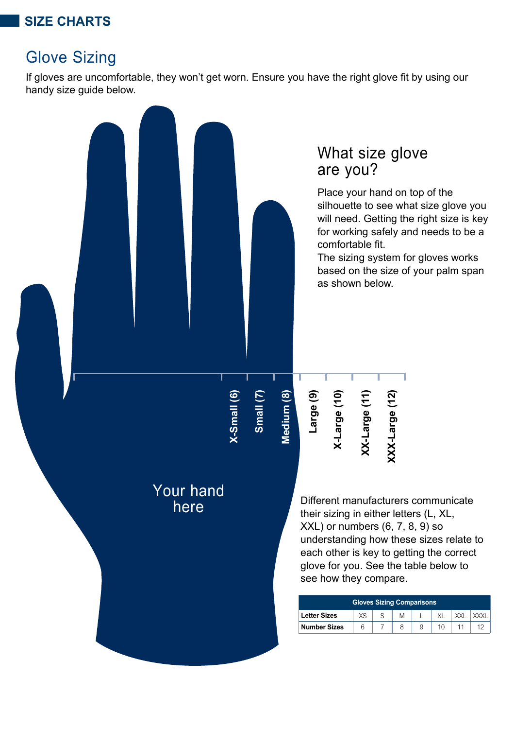## SIZE CHARTS

# Glove Sizing

If gloves are uncomfortable, they won't get worn. Ensure you have the right glove fit by using our handy size guide below.

### What size glove are you?

Place your hand on top of the silhouette to see what size glove you will need. Getting the right size is key for working safely and needs to be a comfortable fit.

The sizing system for gloves works based on the size of your palm span as shown below.

X-Small (6)
Small (7)
Medium (8)
Large (9)
X-Large (10)
XX-Large (11)
XXX-Large (12)

Your hand here

Different manufacturers communicate their sizing in either letters (L, XL, XXL) or numbers (6, 7, 8, 9) so understanding how these sizes relate to each other is key to getting the correct glove for you. See the table below to see how they compare.

| Gloves Sizing Comparisons | | | | | | | |
|---|---|---|---|---|---|---|---|
| **Letter Sizes** | XS | S | M | L | XL | XXL | XXXL |
| **Number Sizes** | 6 | 7 | 8 | 9 | 10 | 11 | 12 |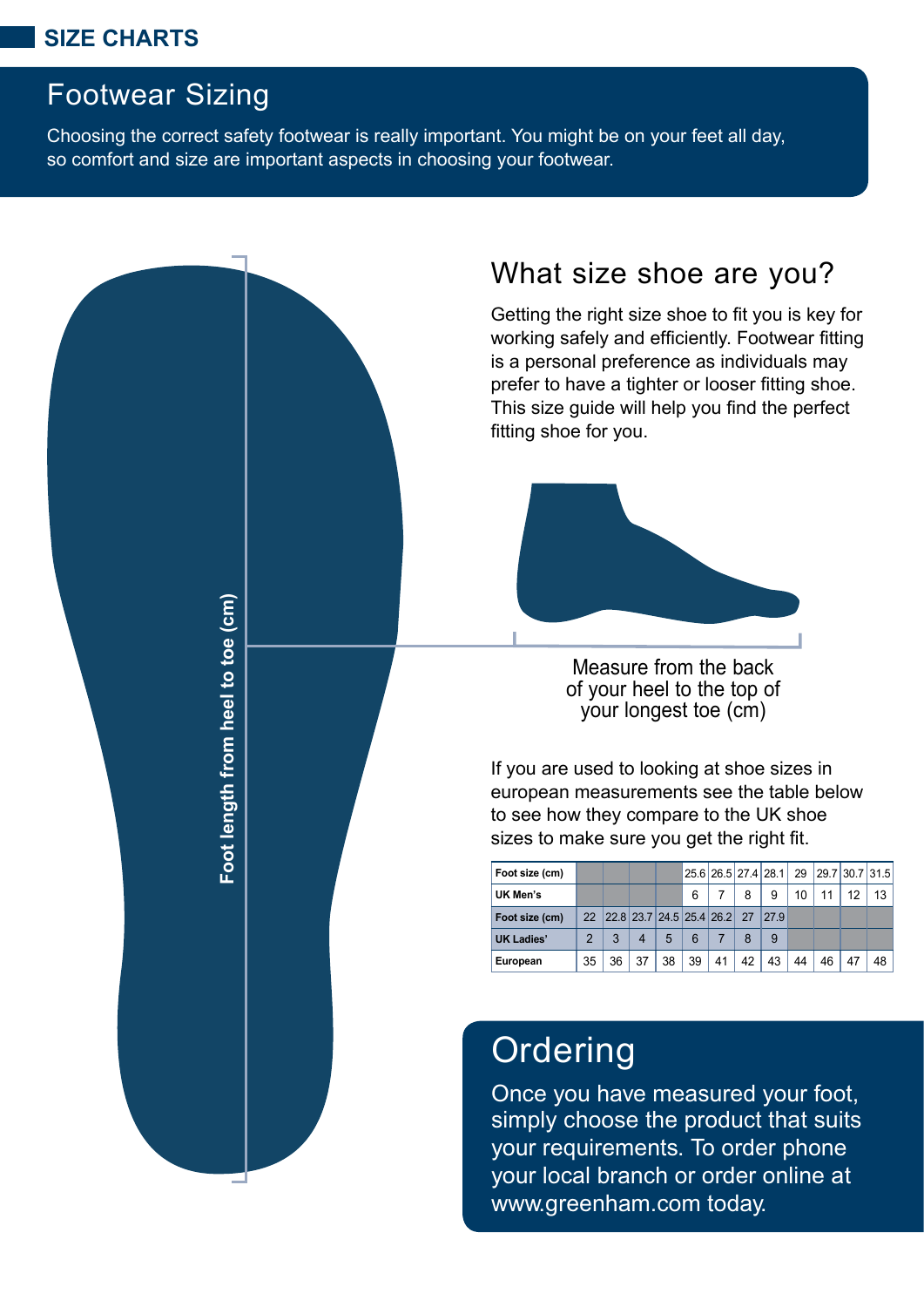## SIZE CHARTS

# Footwear Sizing

Choosing the correct safety footwear is really important. You might be on your feet all day, so comfort and size are important aspects in choosing your footwear.

Foot length from heel to toe (cm)

## What size shoe are you?

Getting the right size shoe to fit you is key for working safely and efficiently. Footwear fitting is a personal preference as individuals may prefer to have a tighter or looser fitting shoe. This size guide will help you find the perfect fitting shoe for you.

Measure from the back of your heel to the top of your longest toe (cm)

If you are used to looking at shoe sizes in european measurements see the table below to see how they compare to the UK shoe sizes to make sure you get the right fit.

| | | | | | | | | | | | | |
|---|---|---|---|---|---|---|---|---|---|---|---|---|
| **Foot size (cm)** | | | | | 25.6 | 26.5 | 27.4 | 28.1 | 29 | 29.7 | 30.7 | 31.5 |
| **UK Men's** | | | | | 6 | 7 | 8 | 9 | 10 | 11 | 12 | 13 |
| **Foot size (cm)** | 22 | 22.8 | 23.7 | 24.5 | 25.4 | 26.2 | 27 | 27.9 | | | | |
| **UK Ladies'** | 2 | 3 | 4 | 5 | 6 | 7 | 8 | 9 | | | | |
| **European** | 35 | 36 | 37 | 38 | 39 | 41 | 42 | 43 | 44 | 46 | 47 | 48 |

# Ordering

Once you have measured your foot, simply choose the product that suits your requirements. To order phone your local branch or order online at www.greenham.com today.